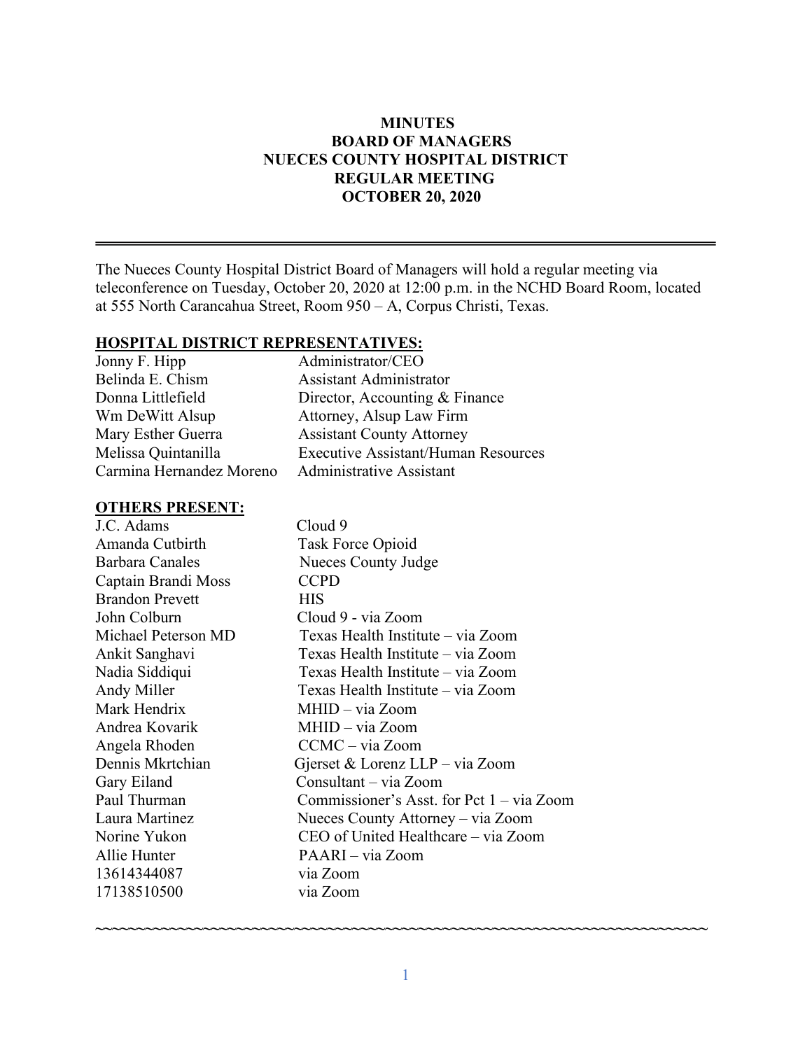**MINUTES**
**BOARD OF MANAGERS**
**NUECES COUNTY HOSPITAL DISTRICT**
**REGULAR MEETING**
**OCTOBER 20, 2020**

---

The Nueces County Hospital District Board of Managers will hold a regular meeting via teleconference on Tuesday, October 20, 2020 at 12:00 p.m. in the NCHD Board Room, located at 555 North Carancahua Street, Room 950 – A, Corpus Christi, Texas.

**HOSPITAL DISTRICT REPRESENTATIVES:**

| | |
|---|---|
| Jonny F. Hipp | Administrator/CEO |
| Belinda E. Chism | Assistant Administrator |
| Donna Littlefield | Director, Accounting & Finance |
| Wm DeWitt Alsup | Attorney, Alsup Law Firm |
| Mary Esther Guerra | Assistant County Attorney |
| Melissa Quintanilla | Executive Assistant/Human Resources |
| Carmina Hernandez Moreno | Administrative Assistant |

**OTHERS PRESENT:**

| | |
|---|---|
| J.C. Adams | Cloud 9 |
| Amanda Cutbirth | Task Force Opioid |
| Barbara Canales | Nueces County Judge |
| Captain Brandi Moss | CCPD |
| Brandon Prevett | HIS |
| John Colburn | Cloud 9 - via Zoom |
| Michael Peterson MD | Texas Health Institute – via Zoom |
| Ankit Sanghavi | Texas Health Institute – via Zoom |
| Nadia Siddiqui | Texas Health Institute – via Zoom |
| Andy Miller | Texas Health Institute – via Zoom |
| Mark Hendrix | MHID – via Zoom |
| Andrea Kovarik | MHID – via Zoom |
| Angela Rhoden | CCMC – via Zoom |
| Dennis Mkrtchian | Gjerset & Lorenz LLP – via Zoom |
| Gary Eiland | Consultant – via Zoom |
| Paul Thurman | Commissioner's Asst. for Pct 1 – via Zoom |
| Laura Martinez | Nueces County Attorney – via Zoom |
| Norine Yukon | CEO of United Healthcare – via Zoom |
| Allie Hunter | PAARI – via Zoom |
| 13614344087 | via Zoom |
| 17138510500 | via Zoom |

~~~~~~~~~~~~~~~~~~~~~~~~~~~~~~~~~~~~~~~~~~~~~~~~~~~~~~~~~~~~~~~~~~~~~~~~~~~~~~~~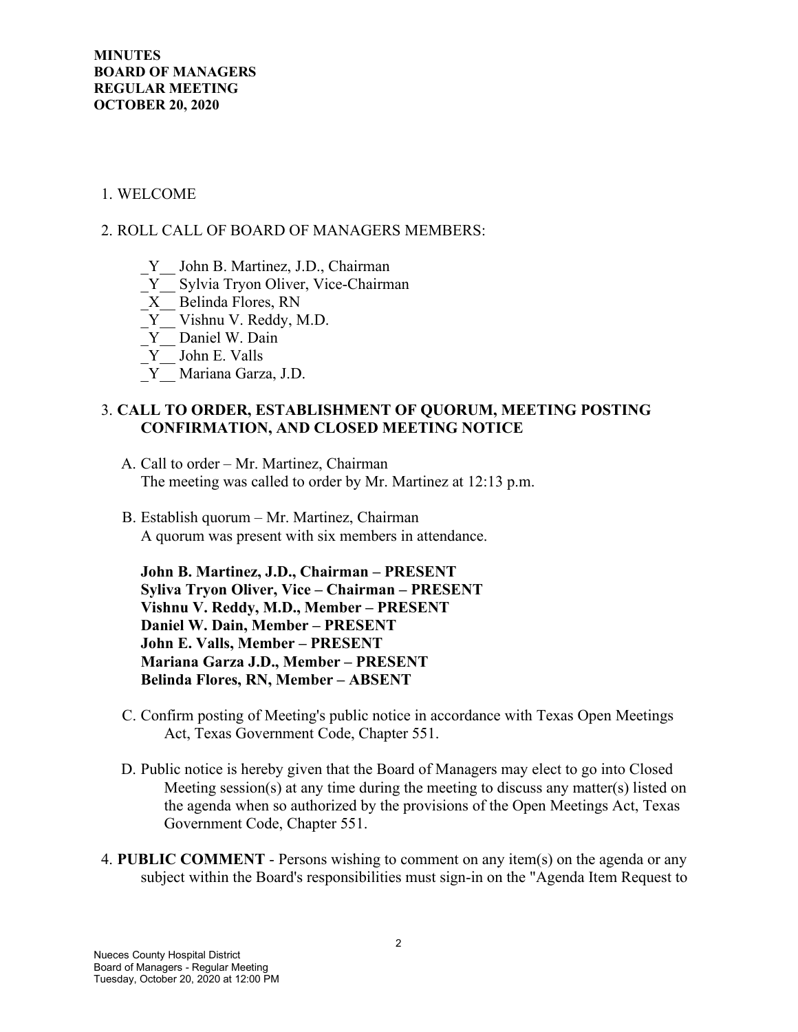**MINUTES**
**BOARD OF MANAGERS**
**REGULAR MEETING**
**OCTOBER 20, 2020**

1. WELCOME

2. ROLL CALL OF BOARD OF MANAGERS MEMBERS:

   _Y__ John B. Martinez, J.D., Chairman
   _Y__ Sylvia Tryon Oliver, Vice-Chairman
   _X__ Belinda Flores, RN
   _Y__ Vishnu V. Reddy, M.D.
   _Y__ Daniel W. Dain
   _Y__ John E. Valls
   _Y__ Mariana Garza, J.D.

3. **CALL TO ORDER, ESTABLISHMENT OF QUORUM, MEETING POSTING CONFIRMATION, AND CLOSED MEETING NOTICE**

   A. Call to order – Mr. Martinez, Chairman
   The meeting was called to order by Mr. Martinez at 12:13 p.m.

   B. Establish quorum – Mr. Martinez, Chairman
   A quorum was present with six members in attendance.

   **John B. Martinez, J.D., Chairman – PRESENT**
   **Syliva Tryon Oliver, Vice – Chairman – PRESENT**
   **Vishnu V. Reddy, M.D., Member – PRESENT**
   **Daniel W. Dain, Member – PRESENT**
   **John E. Valls, Member – PRESENT**
   **Mariana Garza J.D., Member – PRESENT**
   **Belinda Flores, RN, Member – ABSENT**

   C. Confirm posting of Meeting's public notice in accordance with Texas Open Meetings Act, Texas Government Code, Chapter 551.

   D. Public notice is hereby given that the Board of Managers may elect to go into Closed Meeting session(s) at any time during the meeting to discuss any matter(s) listed on the agenda when so authorized by the provisions of the Open Meetings Act, Texas Government Code, Chapter 551.

4. **PUBLIC COMMENT** - Persons wishing to comment on any item(s) on the agenda or any subject within the Board's responsibilities must sign-in on the "Agenda Item Request to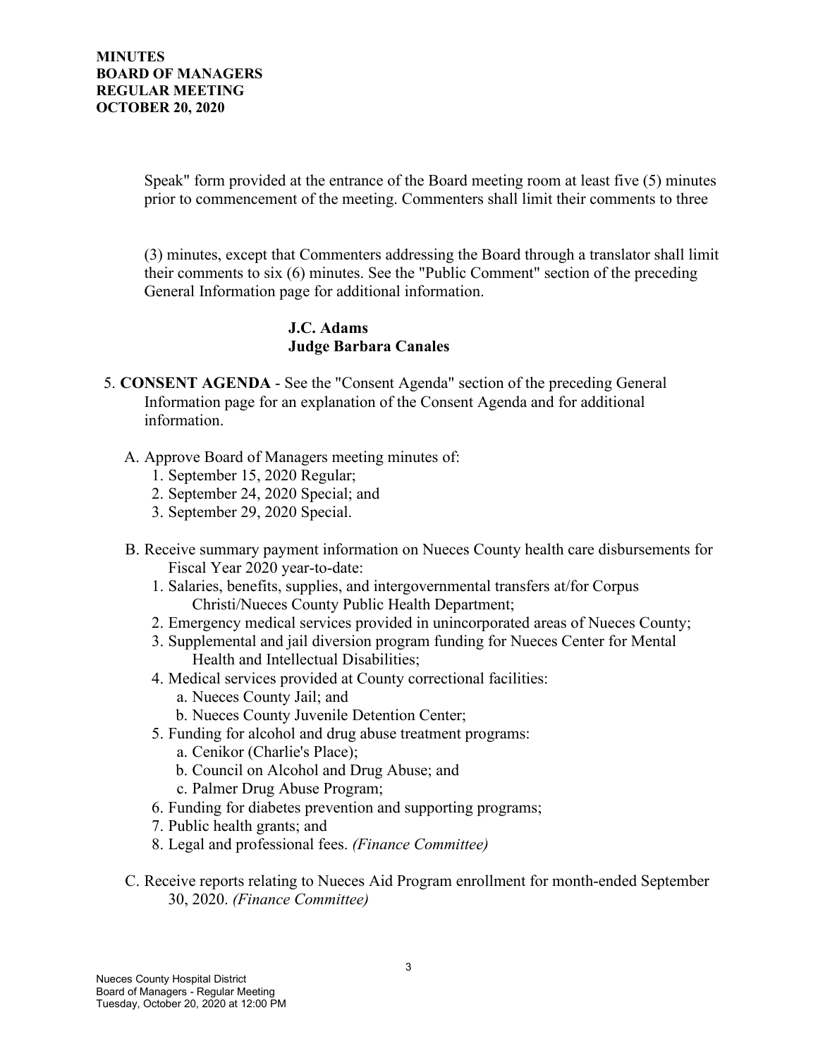Speak" form provided at the entrance of the Board meeting room at least five (5) minutes prior to commencement of the meeting. Commenters shall limit their comments to three

(3) minutes, except that Commenters addressing the Board through a translator shall limit their comments to six (6) minutes. See the "Public Comment" section of the preceding General Information page for additional information.

**J.C. Adams**
**Judge Barbara Canales**

5. **CONSENT AGENDA** - See the "Consent Agenda" section of the preceding General Information page for an explanation of the Consent Agenda and for additional information.

   A. Approve Board of Managers meeting minutes of:
      1. September 15, 2020 Regular;
      2. September 24, 2020 Special; and
      3. September 29, 2020 Special.

   B. Receive summary payment information on Nueces County health care disbursements for Fiscal Year 2020 year-to-date:
      1. Salaries, benefits, supplies, and intergovernmental transfers at/for Corpus Christi/Nueces County Public Health Department;
      2. Emergency medical services provided in unincorporated areas of Nueces County;
      3. Supplemental and jail diversion program funding for Nueces Center for Mental Health and Intellectual Disabilities;
      4. Medical services provided at County correctional facilities:
         a. Nueces County Jail; and
         b. Nueces County Juvenile Detention Center;
      5. Funding for alcohol and drug abuse treatment programs:
         a. Cenikor (Charlie's Place);
         b. Council on Alcohol and Drug Abuse; and
         c. Palmer Drug Abuse Program;
      6. Funding for diabetes prevention and supporting programs;
      7. Public health grants; and
      8. Legal and professional fees. *(Finance Committee)*

   C. Receive reports relating to Nueces Aid Program enrollment for month-ended September 30, 2020. *(Finance Committee)*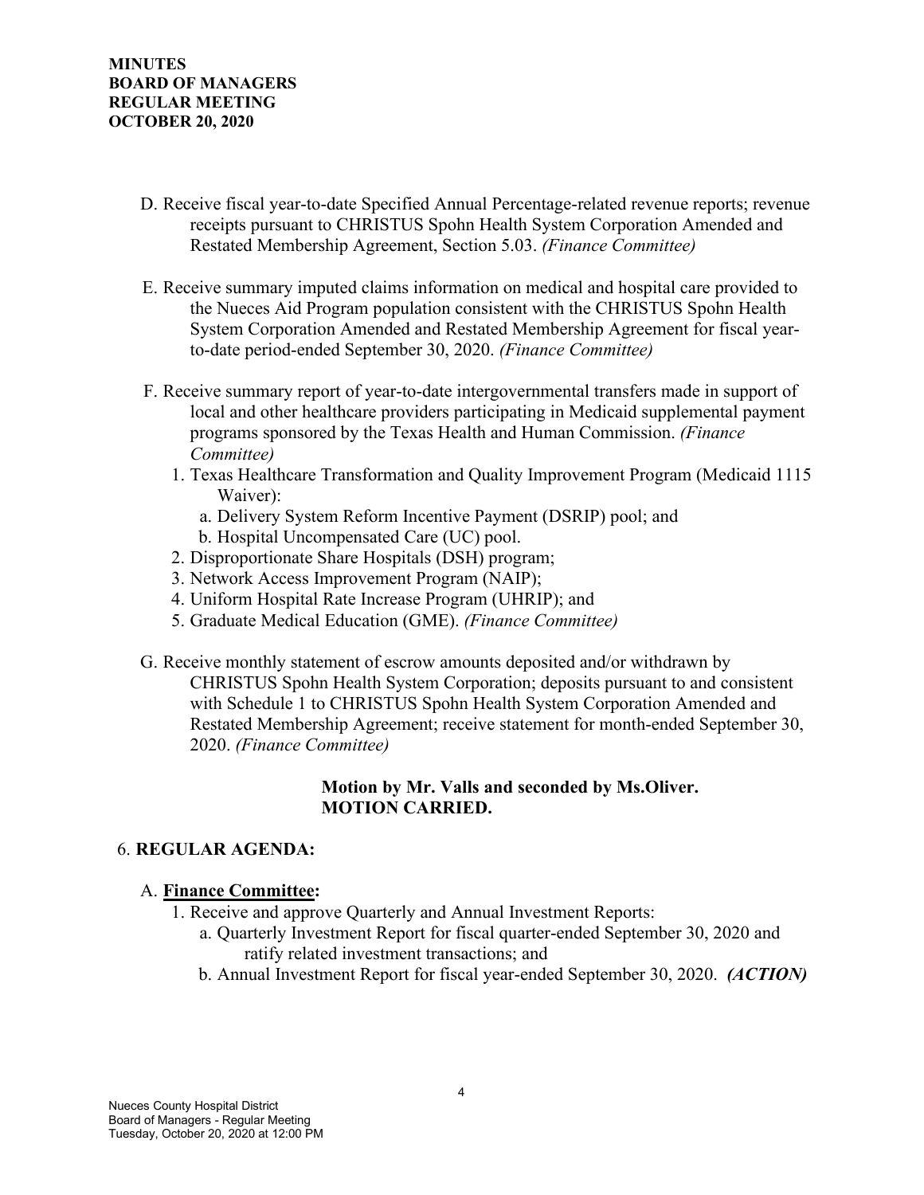D. Receive fiscal year-to-date Specified Annual Percentage-related revenue reports; revenue receipts pursuant to CHRISTUS Spohn Health System Corporation Amended and Restated Membership Agreement, Section 5.03. *(Finance Committee)*

E. Receive summary imputed claims information on medical and hospital care provided to the Nueces Aid Program population consistent with the CHRISTUS Spohn Health System Corporation Amended and Restated Membership Agreement for fiscal year-to-date period-ended September 30, 2020. *(Finance Committee)*

F. Receive summary report of year-to-date intergovernmental transfers made in support of local and other healthcare providers participating in Medicaid supplemental payment programs sponsored by the Texas Health and Human Commission. *(Finance Committee)*

1. Texas Healthcare Transformation and Quality Improvement Program (Medicaid 1115 Waiver):
   a. Delivery System Reform Incentive Payment (DSRIP) pool; and
   b. Hospital Uncompensated Care (UC) pool.
2. Disproportionate Share Hospitals (DSH) program;
3. Network Access Improvement Program (NAIP);
4. Uniform Hospital Rate Increase Program (UHRIP); and
5. Graduate Medical Education (GME). *(Finance Committee)*

G. Receive monthly statement of escrow amounts deposited and/or withdrawn by CHRISTUS Spohn Health System Corporation; deposits pursuant to and consistent with Schedule 1 to CHRISTUS Spohn Health System Corporation Amended and Restated Membership Agreement; receive statement for month-ended September 30, 2020. *(Finance Committee)*

**Motion by Mr. Valls and seconded by Ms.Oliver.**
**MOTION CARRIED.**

6. **REGULAR AGENDA:**

A. **Finance Committee:**

1. Receive and approve Quarterly and Annual Investment Reports:
   a. Quarterly Investment Report for fiscal quarter-ended September 30, 2020 and ratify related investment transactions; and
   b. Annual Investment Report for fiscal year-ended September 30, 2020. ***(ACTION)***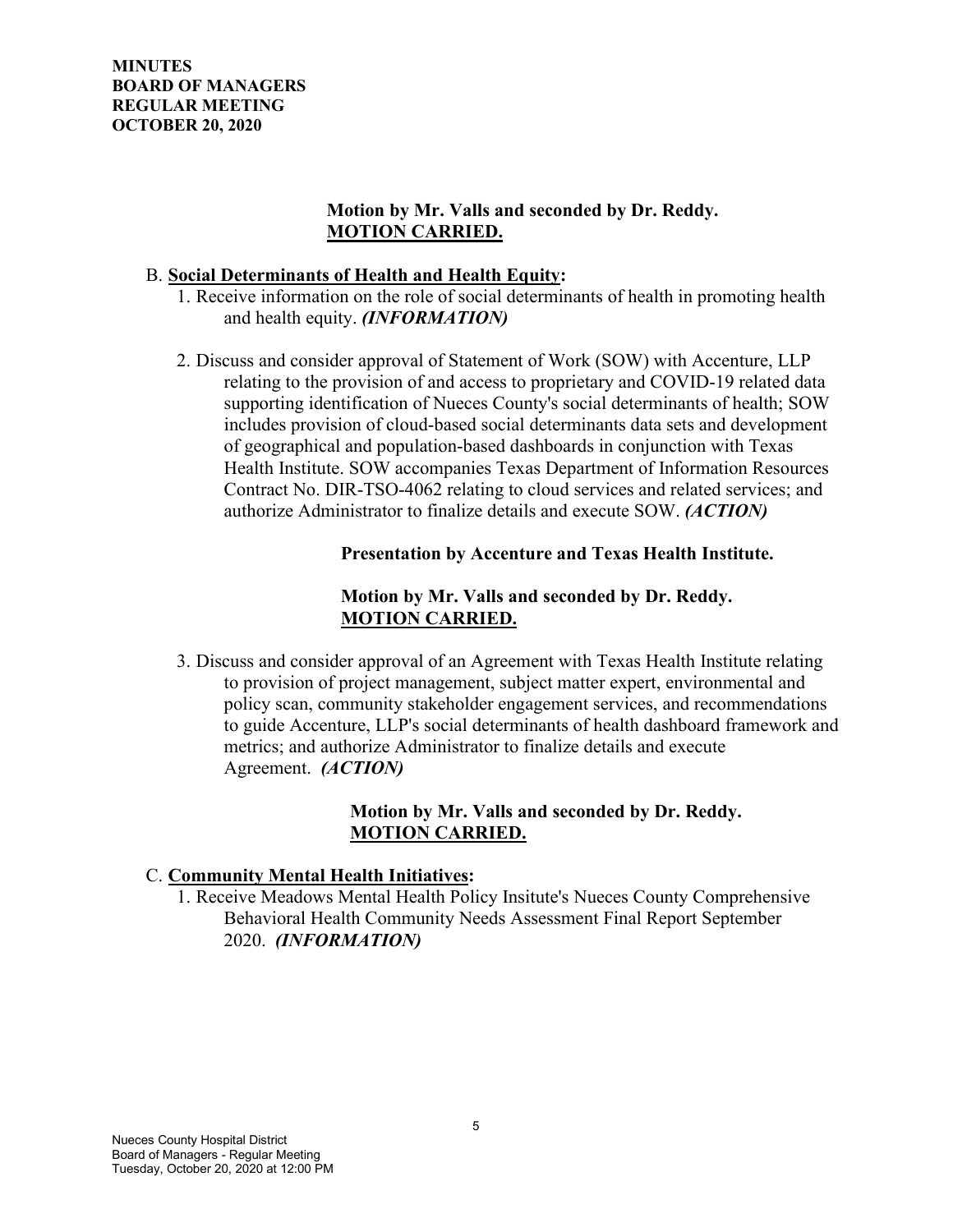**Motion by Mr. Valls and seconded by Dr. Reddy.**
**MOTION CARRIED.**

B. **Social Determinants of Health and Health Equity:**

1. Receive information on the role of social determinants of health in promoting health and health equity. ***(INFORMATION)***

2. Discuss and consider approval of Statement of Work (SOW) with Accenture, LLP relating to the provision of and access to proprietary and COVID-19 related data supporting identification of Nueces County's social determinants of health; SOW includes provision of cloud-based social determinants data sets and development of geographical and population-based dashboards in conjunction with Texas Health Institute. SOW accompanies Texas Department of Information Resources Contract No. DIR-TSO-4062 relating to cloud services and related services; and authorize Administrator to finalize details and execute SOW. ***(ACTION)***

   **Presentation by Accenture and Texas Health Institute.**

   **Motion by Mr. Valls and seconded by Dr. Reddy.**
   **MOTION CARRIED.**

3. Discuss and consider approval of an Agreement with Texas Health Institute relating to provision of project management, subject matter expert, environmental and policy scan, community stakeholder engagement services, and recommendations to guide Accenture, LLP's social determinants of health dashboard framework and metrics; and authorize Administrator to finalize details and execute Agreement. ***(ACTION)***

   **Motion by Mr. Valls and seconded by Dr. Reddy.**
   **MOTION CARRIED.**

C. **Community Mental Health Initiatives:**

1. Receive Meadows Mental Health Policy Insitute's Nueces County Comprehensive Behavioral Health Community Needs Assessment Final Report September 2020. ***(INFORMATION)***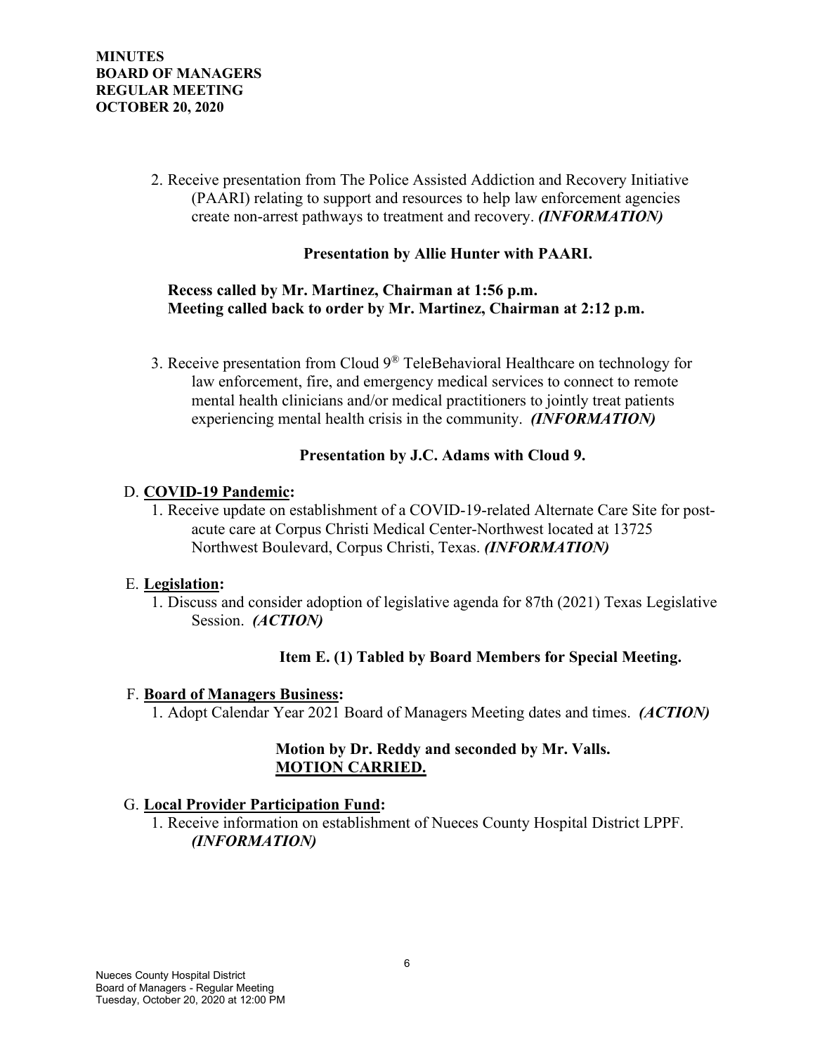2. Receive presentation from The Police Assisted Addiction and Recovery Initiative (PAARI) relating to support and resources to help law enforcement agencies create non-arrest pathways to treatment and recovery. ***(INFORMATION)***

**Presentation by Allie Hunter with PAARI.**

**Recess called by Mr. Martinez, Chairman at 1:56 p.m.**
**Meeting called back to order by Mr. Martinez, Chairman at 2:12 p.m.**

3. Receive presentation from Cloud 9® TeleBehavioral Healthcare on technology for law enforcement, fire, and emergency medical services to connect to remote mental health clinicians and/or medical practitioners to jointly treat patients experiencing mental health crisis in the community. ***(INFORMATION)***

**Presentation by J.C. Adams with Cloud 9.**

D. **COVID-19 Pandemic:**

1. Receive update on establishment of a COVID-19-related Alternate Care Site for post-acute care at Corpus Christi Medical Center-Northwest located at 13725 Northwest Boulevard, Corpus Christi, Texas. ***(INFORMATION)***

E. **Legislation:**

1. Discuss and consider adoption of legislative agenda for 87th (2021) Texas Legislative Session. ***(ACTION)***

**Item E. (1) Tabled by Board Members for Special Meeting.**

F. **Board of Managers Business:**

1. Adopt Calendar Year 2021 Board of Managers Meeting dates and times. ***(ACTION)***

**Motion by Dr. Reddy and seconded by Mr. Valls.**
**MOTION CARRIED.**

G. **Local Provider Participation Fund:**

1. Receive information on establishment of Nueces County Hospital District LPPF. ***(INFORMATION)***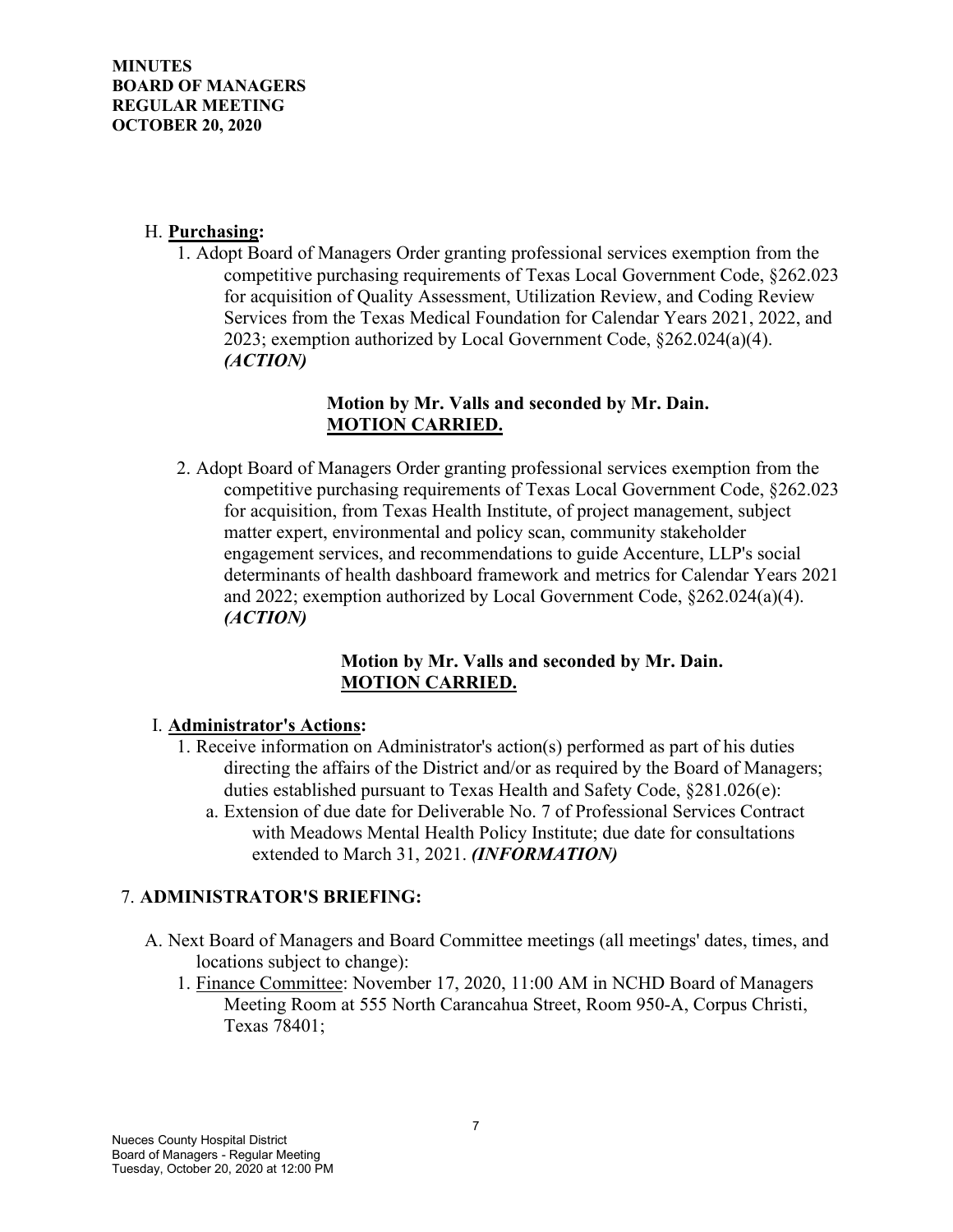H. **Purchasing:**

1. Adopt Board of Managers Order granting professional services exemption from the competitive purchasing requirements of Texas Local Government Code, §262.023 for acquisition of Quality Assessment, Utilization Review, and Coding Review Services from the Texas Medical Foundation for Calendar Years 2021, 2022, and 2023; exemption authorized by Local Government Code, §262.024(a)(4). ***(ACTION)***

   **Motion by Mr. Valls and seconded by Mr. Dain.**
   **<u>MOTION CARRIED.</u>**

2. Adopt Board of Managers Order granting professional services exemption from the competitive purchasing requirements of Texas Local Government Code, §262.023 for acquisition, from Texas Health Institute, of project management, subject matter expert, environmental and policy scan, community stakeholder engagement services, and recommendations to guide Accenture, LLP's social determinants of health dashboard framework and metrics for Calendar Years 2021 and 2022; exemption authorized by Local Government Code, §262.024(a)(4). ***(ACTION)***

   **Motion by Mr. Valls and seconded by Mr. Dain.**
   **<u>MOTION CARRIED.</u>**

I. **Administrator's Actions:**

1. Receive information on Administrator's action(s) performed as part of his duties directing the affairs of the District and/or as required by the Board of Managers; duties established pursuant to Texas Health and Safety Code, §281.026(e):
   a. Extension of due date for Deliverable No. 7 of Professional Services Contract with Meadows Mental Health Policy Institute; due date for consultations extended to March 31, 2021. ***(INFORMATION)***

7. **ADMINISTRATOR'S BRIEFING:**

A. Next Board of Managers and Board Committee meetings (all meetings' dates, times, and locations subject to change):

1. <u>Finance Committee</u>: November 17, 2020, 11:00 AM in NCHD Board of Managers Meeting Room at 555 North Carancahua Street, Room 950-A, Corpus Christi, Texas 78401;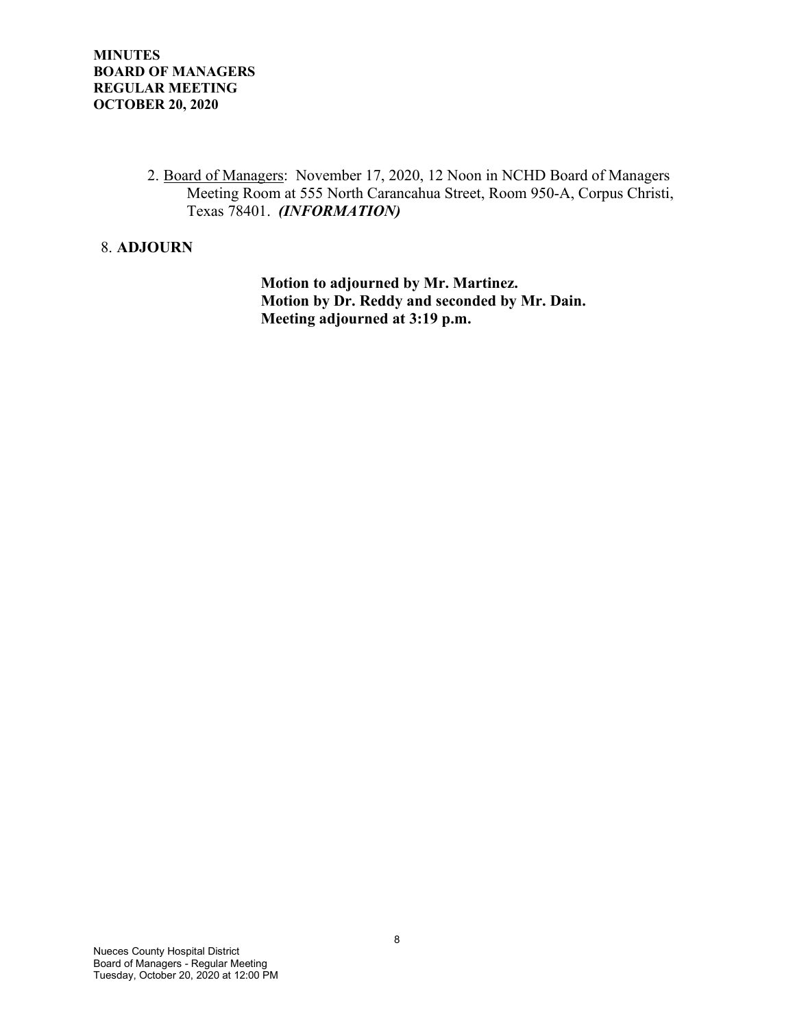2. Board of Managers: November 17, 2020, 12 Noon in NCHD Board of Managers Meeting Room at 555 North Carancahua Street, Room 950-A, Corpus Christi, Texas 78401. ***(INFORMATION)***

8. **ADJOURN**

**Motion to adjourned by Mr. Martinez.**
**Motion by Dr. Reddy and seconded by Mr. Dain.**
**Meeting adjourned at 3:19 p.m.**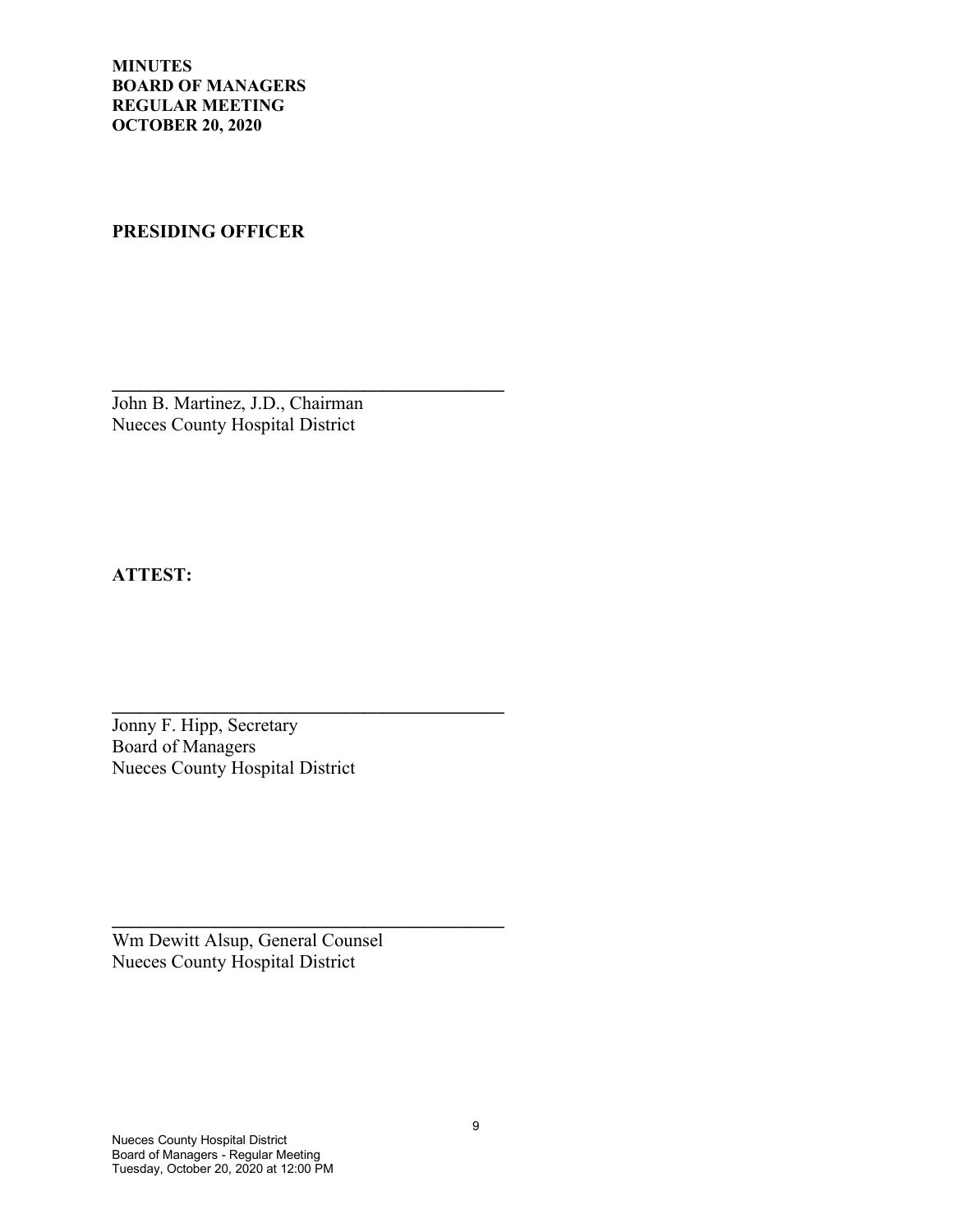**MINUTES**
**BOARD OF MANAGERS**
**REGULAR MEETING**
**OCTOBER 20, 2020**

**PRESIDING OFFICER**

\_\_\_\_\_\_\_\_\_\_\_\_\_\_\_\_\_\_\_\_\_\_\_\_\_\_\_\_\_\_\_\_\_\_\_\_\_\_\_\_

John B. Martinez, J.D., Chairman
Nueces County Hospital District

**ATTEST:**

\_\_\_\_\_\_\_\_\_\_\_\_\_\_\_\_\_\_\_\_\_\_\_\_\_\_\_\_\_\_\_\_\_\_\_\_\_\_\_\_

Jonny F. Hipp, Secretary
Board of Managers
Nueces County Hospital District

\_\_\_\_\_\_\_\_\_\_\_\_\_\_\_\_\_\_\_\_\_\_\_\_\_\_\_\_\_\_\_\_\_\_\_\_\_\_\_\_

Wm Dewitt Alsup, General Counsel
Nueces County Hospital District